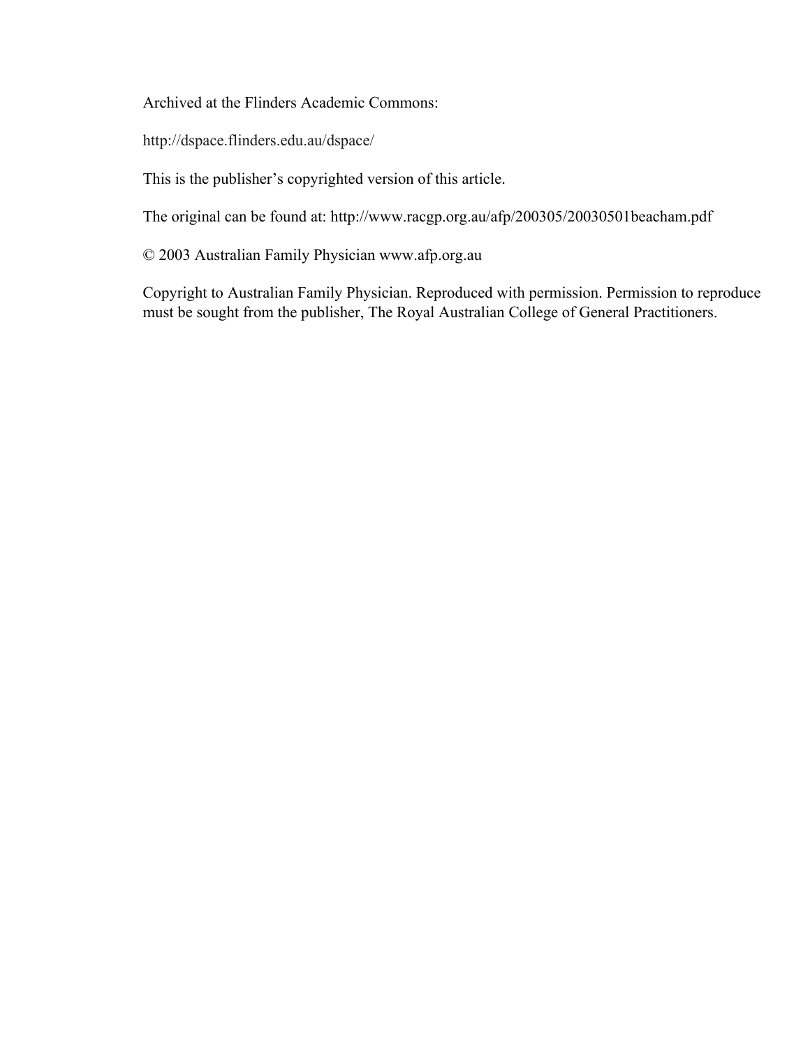Archived at the Flinders Academic Commons:

http://dspace.flinders.edu.au/dspace/

This is the publisher's copyrighted version of this article.

The original can be found at: http://www.racgp.org.au/afp/200305/20030501beacham.pdf

© 2003 Australian Family Physician www.afp.org.au

Copyright to Australian Family Physician. Reproduced with permission. Permission to reproduce must be sought from the publisher, The Royal Australian College of General Practitioners.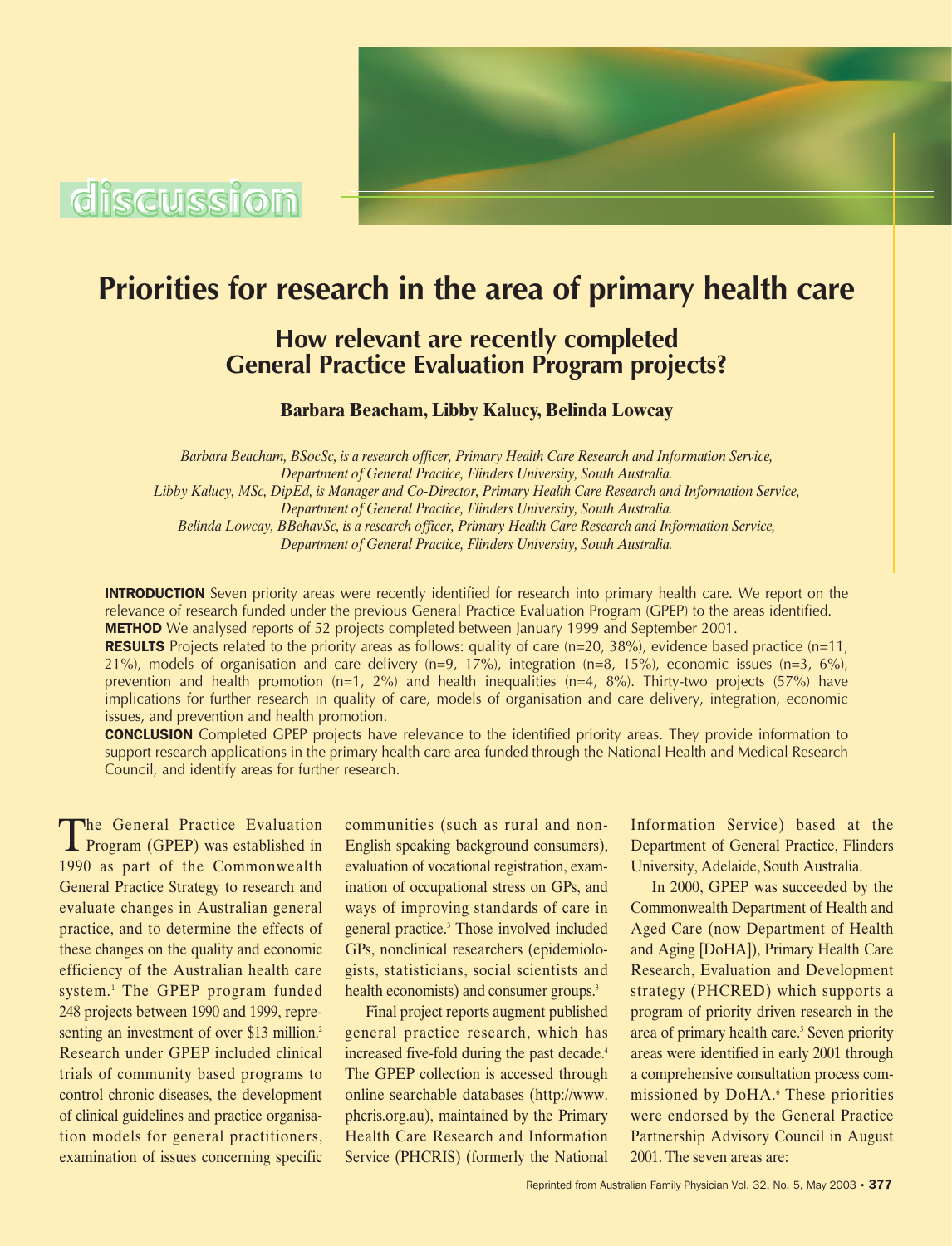discussion

# Priorities for research in the area of primary health care

## How relevant are recently completed General Practice Evaluation Program projects?

**Barbara Beacham, Libby Kalucy, Belinda Lowcay**

*Barbara Beacham, BSocSc, is a research officer, Primary Health Care Research and Information Service, Department of General Practice, Flinders University, South Australia.*
*Libby Kalucy, MSc, DipEd, is Manager and Co-Director, Primary Health Care Research and Information Service, Department of General Practice, Flinders University, South Australia.*
*Belinda Lowcay, BBehavSc, is a research officer, Primary Health Care Research and Information Service, Department of General Practice, Flinders University, South Australia.*

**INTRODUCTION** Seven priority areas were recently identified for research into primary health care. We report on the relevance of research funded under the previous General Practice Evaluation Program (GPEP) to the areas identified.
**METHOD** We analysed reports of 52 projects completed between January 1999 and September 2001.
**RESULTS** Projects related to the priority areas as follows: quality of care (n=20, 38%), evidence based practice (n=11, 21%), models of organisation and care delivery (n=9, 17%), integration (n=8, 15%), economic issues (n=3, 6%), prevention and health promotion (n=1, 2%) and health inequalities (n=4, 8%). Thirty-two projects (57%) have implications for further research in quality of care, models of organisation and care delivery, integration, economic issues, and prevention and health promotion.
**CONCLUSION** Completed GPEP projects have relevance to the identified priority areas. They provide information to support research applications in the primary health care area funded through the National Health and Medical Research Council, and identify areas for further research.

The General Practice Evaluation Program (GPEP) was established in 1990 as part of the Commonwealth General Practice Strategy to research and evaluate changes in Australian general practice, and to determine the effects of these changes on the quality and economic efficiency of the Australian health care system.[1] The GPEP program funded 248 projects between 1990 and 1999, representing an investment of over $13 million.[2] Research under GPEP included clinical trials of community based programs to control chronic diseases, the development of clinical guidelines and practice organisation models for general practitioners, examination of issues concerning specific communities (such as rural and non-English speaking background consumers), evaluation of vocational registration, examination of occupational stress on GPs, and ways of improving standards of care in general practice.[3] Those involved included GPs, nonclinical researchers (epidemiologists, statisticians, social scientists and health economists) and consumer groups.[3]

Final project reports augment published general practice research, which has increased five-fold during the past decade.[4] The GPEP collection is accessed through online searchable databases (http://www.phcris.org.au), maintained by the Primary Health Care Research and Information Service (PHCRIS) (formerly the National Information Service) based at the Department of General Practice, Flinders University, Adelaide, South Australia.

In 2000, GPEP was succeeded by the Commonwealth Department of Health and Aged Care (now Department of Health and Aging [DoHA]), Primary Health Care Research, Evaluation and Development strategy (PHCRED) which supports a program of priority driven research in the area of primary health care.[5] Seven priority areas were identified in early 2001 through a comprehensive consultation process commissioned by DoHA.[6] These priorities were endorsed by the General Practice Partnership Advisory Council in August 2001. The seven areas are: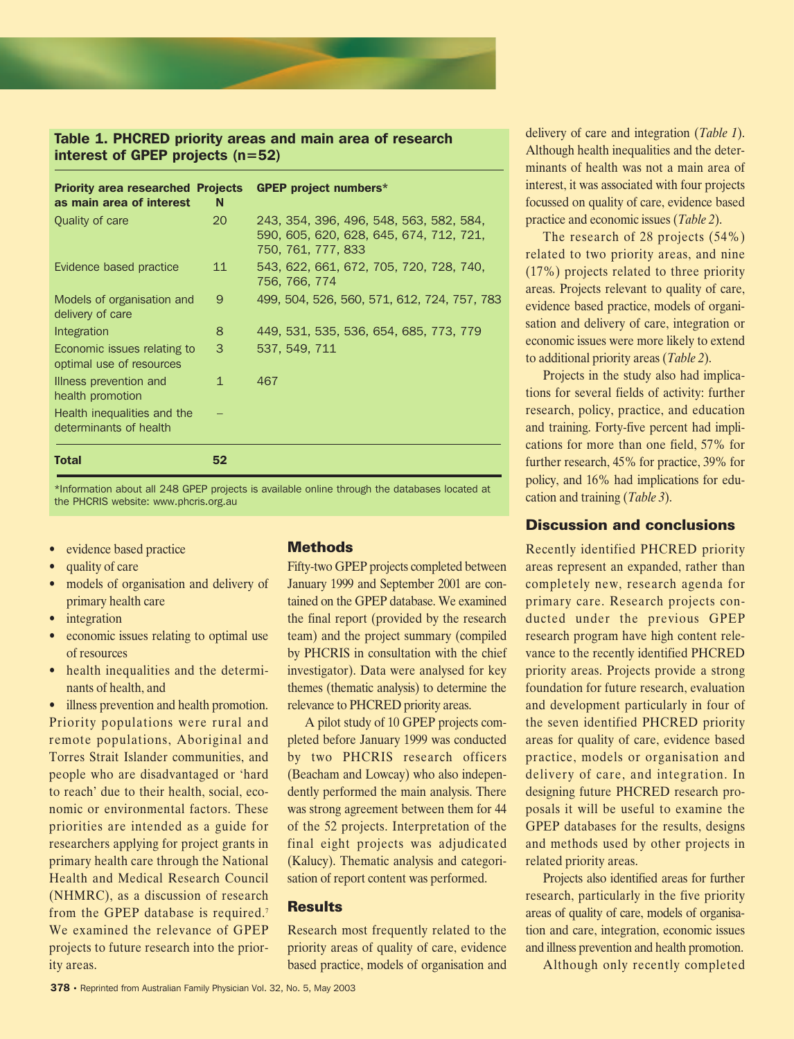**Table 1. PHCRED priority areas and main area of research interest of GPEP projects (n=52)**

| Priority area researched as main area of interest | Projects N | GPEP project numbers* |
|---|---|---|
| Quality of care | 20 | 243, 354, 396, 496, 548, 563, 582, 584, 590, 605, 620, 628, 645, 674, 712, 721, 750, 761, 777, 833 |
| Evidence based practice | 11 | 543, 622, 661, 672, 705, 720, 728, 740, 756, 766, 774 |
| Models of organisation and delivery of care | 9 | 499, 504, 526, 560, 571, 612, 724, 757, 783 |
| Integration | 8 | 449, 531, 535, 536, 654, 685, 773, 779 |
| Economic issues relating to optimal use of resources | 3 | 537, 549, 711 |
| Illness prevention and health promotion | 1 | 467 |
| Health inequalities and the determinants of health | – | |
| **Total** | **52** | |

*Information about all 248 GPEP projects is available online through the databases located at the PHCRIS website: www.phcris.org.au

- evidence based practice
- quality of care
- models of organisation and delivery of primary health care
- integration
- economic issues relating to optimal use of resources
- health inequalities and the determinants of health, and
- illness prevention and health promotion.

Priority populations were rural and remote populations, Aboriginal and Torres Strait Islander communities, and people who are disadvantaged or 'hard to reach' due to their health, social, economic or environmental factors. These priorities are intended as a guide for researchers applying for project grants in primary health care through the National Health and Medical Research Council (NHMRC), as a discussion of research from the GPEP database is required.[7] We examined the relevance of GPEP projects to future research into the priority areas.

## Methods

Fifty-two GPEP projects completed between January 1999 and September 2001 are contained on the GPEP database. We examined the final report (provided by the research team) and the project summary (compiled by PHCRIS in consultation with the chief investigator). Data were analysed for key themes (thematic analysis) to determine the relevance to PHCRED priority areas.

A pilot study of 10 GPEP projects completed before January 1999 was conducted by two PHCRIS research officers (Beacham and Lowcay) who also independently performed the main analysis. There was strong agreement between them for 44 of the 52 projects. Interpretation of the final eight projects was adjudicated (Kalucy). Thematic analysis and categorisation of report content was performed.

## Results

Research most frequently related to the priority areas of quality of care, evidence based practice, models of organisation and delivery of care and integration (*Table 1*). Although health inequalities and the determinants of health was not a main area of interest, it was associated with four projects focussed on quality of care, evidence based practice and economic issues (*Table 2*).

The research of 28 projects (54%) related to two priority areas, and nine (17%) projects related to three priority areas. Projects relevant to quality of care, evidence based practice, models of organisation and delivery of care, integration or economic issues were more likely to extend to additional priority areas (*Table 2*).

Projects in the study also had implications for several fields of activity: further research, policy, practice, and education and training. Forty-five percent had implications for more than one field, 57% for further research, 45% for practice, 39% for policy, and 16% had implications for education and training (*Table 3*).

## Discussion and conclusions

Recently identified PHCRED priority areas represent an expanded, rather than completely new, research agenda for primary care. Research projects conducted under the previous GPEP research program have high content relevance to the recently identified PHCRED priority areas. Projects provide a strong foundation for future research, evaluation and development particularly in four of the seven identified PHCRED priority areas for quality of care, evidence based practice, models or organisation and delivery of care, and integration. In designing future PHCRED research proposals it will be useful to examine the GPEP databases for the results, designs and methods used by other projects in related priority areas.

Projects also identified areas for further research, particularly in the five priority areas of quality of care, models of organisation and care, integration, economic issues and illness prevention and health promotion.

Although only recently completed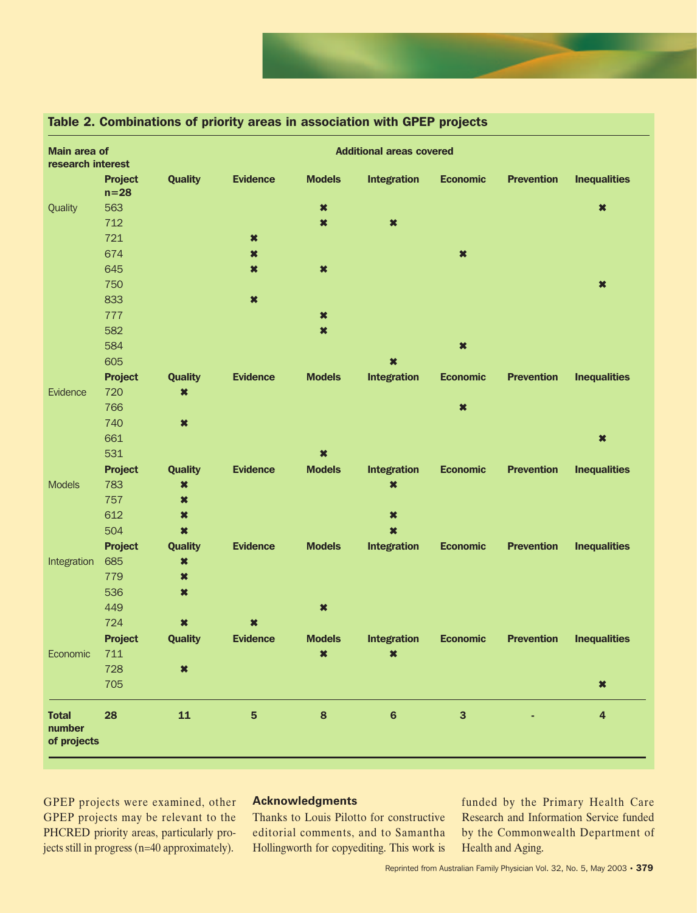**Table 2. Combinations of priority areas in association with GPEP projects**

| Main area of research interest | Project n=28 | Quality | Evidence | Models | Integration | Economic | Prevention | Inequalities |
|---|---|---|---|---|---|---|---|---|
| | | Additional areas covered | | | | | | |
| Quality | 563 | | | ✖ | | | | ✖ |
| | 712 | | | ✖ | ✖ | | | |
| | 721 | | ✖ | | | | | |
| | 674 | | ✖ | | | ✖ | | |
| | 645 | | ✖ | ✖ | | | | |
| | 750 | | | | | | | ✖ |
| | 833 | | ✖ | | | | | |
| | 777 | | | ✖ | | | | |
| | 582 | | | ✖ | | | | |
| | 584 | | | | | ✖ | | |
| | 605 | | | | ✖ | | | |
| | **Project** | **Quality** | **Evidence** | **Models** | **Integration** | **Economic** | **Prevention** | **Inequalities** |
| Evidence | 720 | ✖ | | | | | | |
| | 766 | | | | | ✖ | | |
| | 740 | ✖ | | | | | | |
| | 661 | | | | | | | ✖ |
| | 531 | | | ✖ | | | | |
| | **Project** | **Quality** | **Evidence** | **Models** | **Integration** | **Economic** | **Prevention** | **Inequalities** |
| Models | 783 | ✖ | | | ✖ | | | |
| | 757 | ✖ | | | | | | |
| | 612 | ✖ | | | ✖ | | | |
| | 504 | ✖ | | | ✖ | | | |
| | **Project** | **Quality** | **Evidence** | **Models** | **Integration** | **Economic** | **Prevention** | **Inequalities** |
| Integration | 685 | ✖ | | | | | | |
| | 779 | ✖ | | | | | | |
| | 536 | ✖ | | | | | | |
| | 449 | | | ✖ | | | | |
| | 724 | ✖ | ✖ | | | | | |
| | **Project** | **Quality** | **Evidence** | **Models** | **Integration** | **Economic** | **Prevention** | **Inequalities** |
| Economic | 711 | | | ✖ | ✖ | | | |
| | 728 | ✖ | | | | | | |
| | 705 | | | | | | | ✖ |
| **Total number of projects** | **28** | **11** | **5** | **8** | **6** | **3** | **-** | **4** |

GPEP projects were examined, other GPEP projects may be relevant to the PHCRED priority areas, particularly projects still in progress (n=40 approximately).

## Acknowledgments

Thanks to Louis Pilotto for constructive editorial comments, and to Samantha Hollingworth for copyediting. This work is funded by the Primary Health Care Research and Information Service funded by the Commonwealth Department of Health and Aging.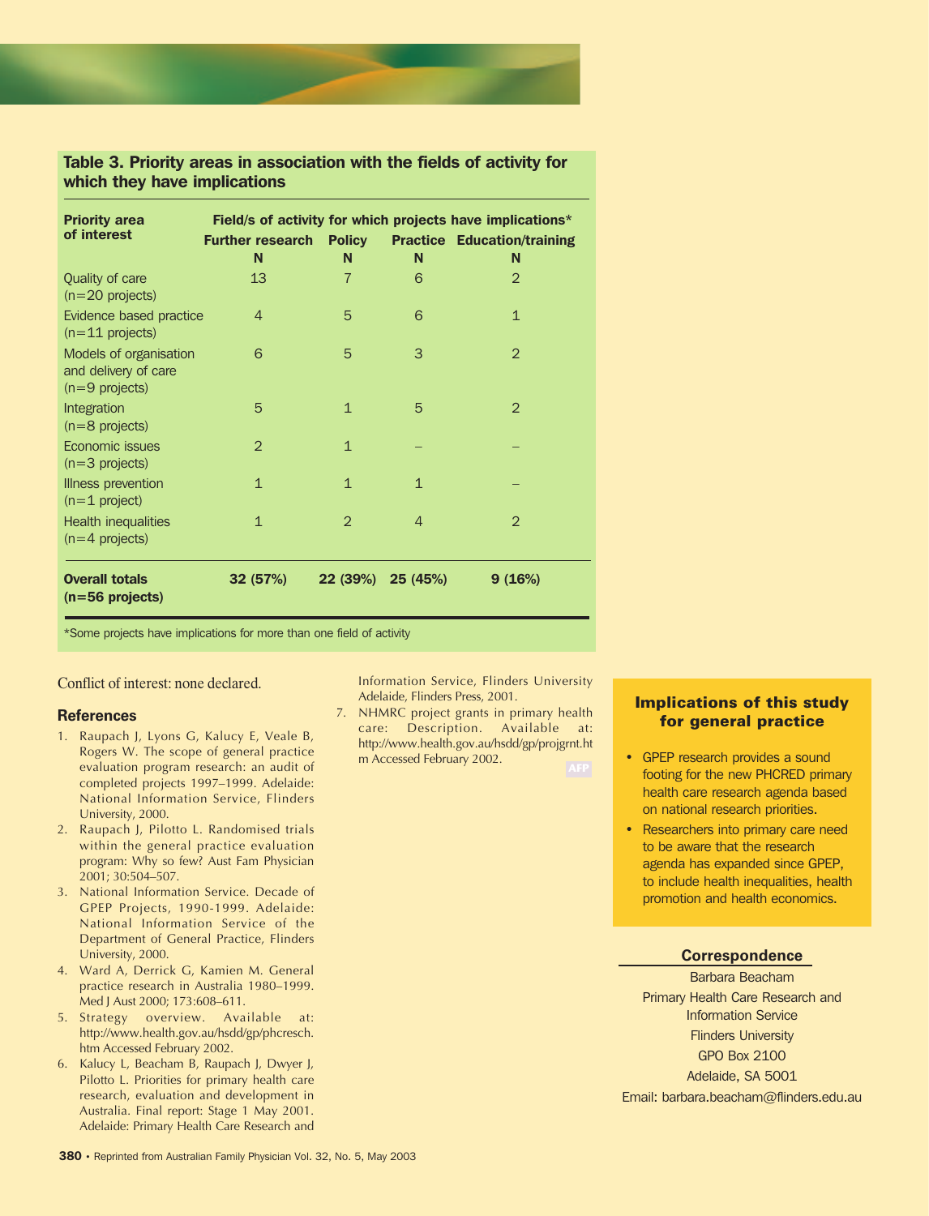**Table 3. Priority areas in association with the fields of activity for which they have implications**

| Priority area of interest | Field/s of activity for which projects have implications* | | | |
|---|---|---|---|---|
| | Further research N | Policy N | Practice N | Education/training N |
| Quality of care (n=20 projects) | 13 | 7 | 6 | 2 |
| Evidence based practice (n=11 projects) | 4 | 5 | 6 | 1 |
| Models of organisation and delivery of care (n=9 projects) | 6 | 5 | 3 | 2 |
| Integration (n=8 projects) | 5 | 1 | 5 | 2 |
| Economic issues (n=3 projects) | 2 | 1 | – | – |
| Illness prevention (n=1 project) | 1 | 1 | 1 | – |
| Health inequalities (n=4 projects) | 1 | 2 | 4 | 2 |
| **Overall totals (n=56 projects)** | **32 (57%)** | **22 (39%)** | **25 (45%)** | **9 (16%)** |

*Some projects have implications for more than one field of activity

Conflict of interest: none declared.

### References

1. Raupach J, Lyons G, Kalucy E, Veale B, Rogers W. The scope of general practice evaluation program research: an audit of completed projects 1997–1999. Adelaide: National Information Service, Flinders University, 2000.
2. Raupach J, Pilotto L. Randomised trials within the general practice evaluation program: Why so few? Aust Fam Physician 2001; 30:504–507.
3. National Information Service. Decade of GPEP Projects, 1990-1999. Adelaide: National Information Service of the Department of General Practice, Flinders University, 2000.
4. Ward A, Derrick G, Kamien M. General practice research in Australia 1980–1999. Med J Aust 2000; 173:608–611.
5. Strategy overview. Available at: http://www.health.gov.au/hsdd/gp/phcresch.htm Accessed February 2002.
6. Kalucy L, Beacham B, Raupach J, Dwyer J, Pilotto L. Priorities for primary health care research, evaluation and development in Australia. Final report: Stage 1 May 2001. Adelaide: Primary Health Care Research and Information Service, Flinders University Adelaide, Flinders Press, 2001.
7. NHMRC project grants in primary health care: Description. Available at: http://www.health.gov.au/hsdd/gp/projgrnt.htm Accessed February 2002.

AFP

**Implications of this study for general practice**

- GPEP research provides a sound footing for the new PHCRED primary health care research agenda based on national research priorities.
- Researchers into primary care need to be aware that the research agenda has expanded since GPEP, to include health inequalities, health promotion and health economics.

**Correspondence**

Barbara Beacham
Primary Health Care Research and Information Service
Flinders University
GPO Box 2100
Adelaide, SA 5001
Email: barbara.beacham@flinders.edu.au